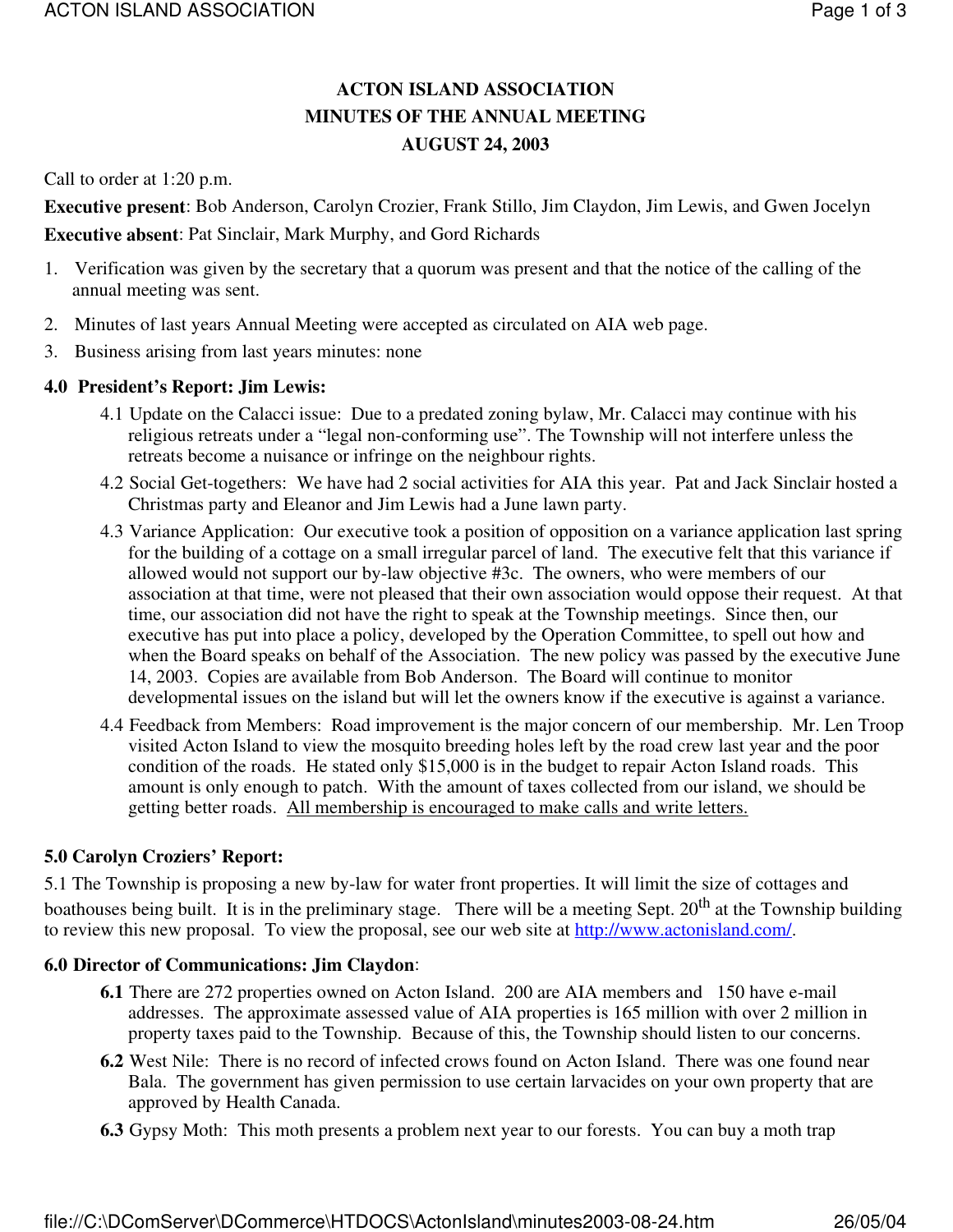# ACTON ISLAND ASSOCIATION
## MINUTES OF THE ANNUAL MEETING
## AUGUST 24, 2003

Call to order at 1:20 p.m.

**Executive present**: Bob Anderson, Carolyn Crozier, Frank Stillo, Jim Claydon, Jim Lewis, and Gwen Jocelyn

**Executive absent**: Pat Sinclair, Mark Murphy, and Gord Richards

1. Verification was given by the secretary that a quorum was present and that the notice of the calling of the annual meeting was sent.
2. Minutes of last years Annual Meeting were accepted as circulated on AIA web page.
3. Business arising from last years minutes: none

### 4.0 President's Report: Jim Lewis:

4.1 Update on the Calacci issue: Due to a predated zoning bylaw, Mr. Calacci may continue with his religious retreats under a "legal non-conforming use". The Township will not interfere unless the retreats become a nuisance or infringe on the neighbour rights.

4.2 Social Get-togethers: We have had 2 social activities for AIA this year. Pat and Jack Sinclair hosted a Christmas party and Eleanor and Jim Lewis had a June lawn party.

4.3 Variance Application: Our executive took a position of opposition on a variance application last spring for the building of a cottage on a small irregular parcel of land. The executive felt that this variance if allowed would not support our by-law objective #3c. The owners, who were members of our association at that time, were not pleased that their own association would oppose their request. At that time, our association did not have the right to speak at the Township meetings. Since then, our executive has put into place a policy, developed by the Operation Committee, to spell out how and when the Board speaks on behalf of the Association. The new policy was passed by the executive June 14, 2003. Copies are available from Bob Anderson. The Board will continue to monitor developmental issues on the island but will let the owners know if the executive is against a variance.

4.4 Feedback from Members: Road improvement is the major concern of our membership. Mr. Len Troop visited Acton Island to view the mosquito breeding holes left by the road crew last year and the poor condition of the roads. He stated only $15,000 is in the budget to repair Acton Island roads. This amount is only enough to patch. With the amount of taxes collected from our island, we should be getting better roads. <u>All membership is encouraged to make calls and write letters.</u>

### 5.0 Carolyn Croziers' Report:

5.1 The Township is proposing a new by-law for water front properties. It will limit the size of cottages and boathouses being built. It is in the preliminary stage. There will be a meeting Sept. 20th at the Township building to review this new proposal. To view the proposal, see our web site at http://www.actonisland.com/.

### 6.0 Director of Communications: Jim Claydon:

**6.1** There are 272 properties owned on Acton Island. 200 are AIA members and 150 have e-mail addresses. The approximate assessed value of AIA properties is 165 million with over 2 million in property taxes paid to the Township. Because of this, the Township should listen to our concerns.

**6.2** West Nile: There is no record of infected crows found on Acton Island. There was one found near Bala. The government has given permission to use certain larvacides on your own property that are approved by Health Canada.

**6.3** Gypsy Moth: This moth presents a problem next year to our forests. You can buy a moth trap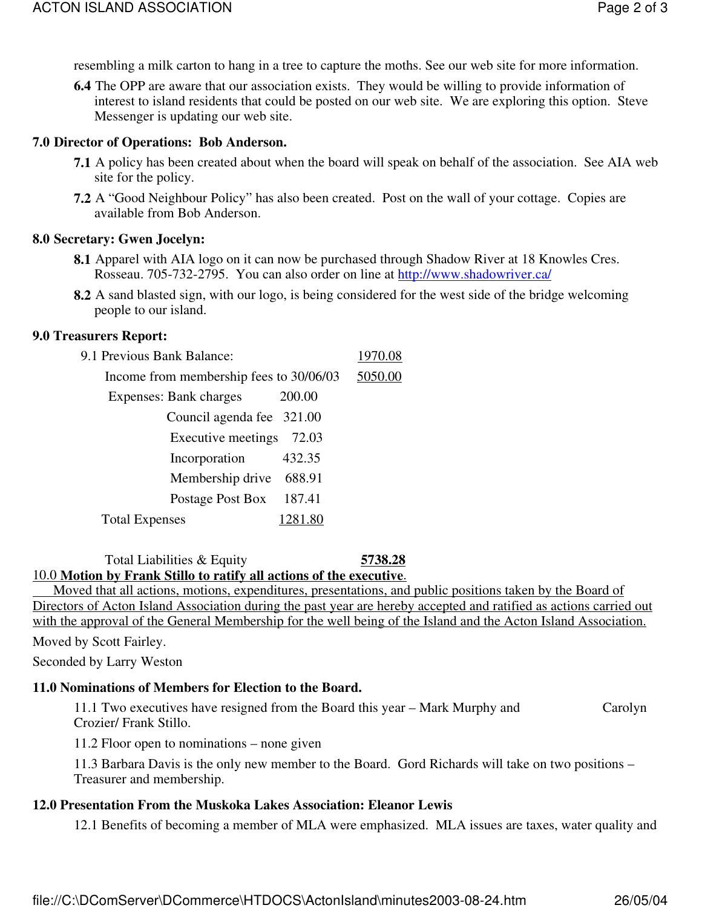resembling a milk carton to hang in a tree to capture the moths. See our web site for more information.

**6.4** The OPP are aware that our association exists. They would be willing to provide information of interest to island residents that could be posted on our web site. We are exploring this option. Steve Messenger is updating our web site.

**7.0 Director of Operations: Bob Anderson.**

**7.1** A policy has been created about when the board will speak on behalf of the association. See AIA web site for the policy.

**7.2** A "Good Neighbour Policy" has also been created. Post on the wall of your cottage. Copies are available from Bob Anderson.

**8.0 Secretary: Gwen Jocelyn:**

**8.1** Apparel with AIA logo on it can now be purchased through Shadow River at 18 Knowles Cres. Rosseau. 705-732-2795. You can also order on line at http://www.shadowriver.ca/

**8.2** A sand blasted sign, with our logo, is being considered for the west side of the bridge welcoming people to our island.

**9.0 Treasurers Report:**

| | | |
|---|---|---|
| 9.1 Previous Bank Balance: | | 1970.08 |
| Income from membership fees to 30/06/03 | | 5050.00 |
| Expenses: Bank charges | 200.00 | |
| Council agenda fee | 321.00 | |
| Executive meetings | 72.03 | |
| Incorporation | 432.35 | |
| Membership drive | 688.91 | |
| Postage Post Box | 187.41 | |
| Total Expenses | 1281.80 | |
| | | |
| Total Liabilities & Equity | | **5738.28** |

10.0 **Motion by Frank Stillo to ratify all actions of the executive**.

Moved that all actions, motions, expenditures, presentations, and public positions taken by the Board of Directors of Acton Island Association during the past year are hereby accepted and ratified as actions carried out with the approval of the General Membership for the well being of the Island and the Acton Island Association.

Moved by Scott Fairley.

Seconded by Larry Weston

**11.0 Nominations of Members for Election to the Board.**

11.1 Two executives have resigned from the Board this year – Mark Murphy and Carolyn Crozier/ Frank Stillo.

11.2 Floor open to nominations – none given

11.3 Barbara Davis is the only new member to the Board. Gord Richards will take on two positions – Treasurer and membership.

**12.0 Presentation From the Muskoka Lakes Association: Eleanor Lewis**

12.1 Benefits of becoming a member of MLA were emphasized. MLA issues are taxes, water quality and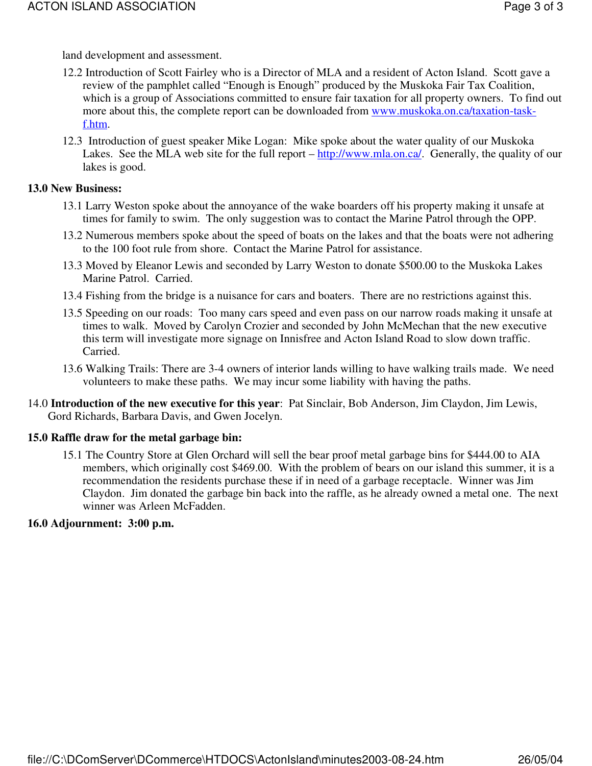land development and assessment.

12.2 Introduction of Scott Fairley who is a Director of MLA and a resident of Acton Island. Scott gave a review of the pamphlet called "Enough is Enough" produced by the Muskoka Fair Tax Coalition, which is a group of Associations committed to ensure fair taxation for all property owners. To find out more about this, the complete report can be downloaded from [www.muskoka.on.ca/taxation-task-f.htm](www.muskoka.on.ca/taxation-task-f.htm).

12.3 Introduction of guest speaker Mike Logan: Mike spoke about the water quality of our Muskoka Lakes. See the MLA web site for the full report – [http://www.mla.on.ca/](http://www.mla.on.ca/). Generally, the quality of our lakes is good.

**13.0 New Business:**

13.1 Larry Weston spoke about the annoyance of the wake boarders off his property making it unsafe at times for family to swim. The only suggestion was to contact the Marine Patrol through the OPP.

13.2 Numerous members spoke about the speed of boats on the lakes and that the boats were not adhering to the 100 foot rule from shore. Contact the Marine Patrol for assistance.

13.3 Moved by Eleanor Lewis and seconded by Larry Weston to donate $500.00 to the Muskoka Lakes Marine Patrol. Carried.

13.4 Fishing from the bridge is a nuisance for cars and boaters. There are no restrictions against this.

13.5 Speeding on our roads: Too many cars speed and even pass on our narrow roads making it unsafe at times to walk. Moved by Carolyn Crozier and seconded by John McMechan that the new executive this term will investigate more signage on Innisfree and Acton Island Road to slow down traffic. Carried.

13.6 Walking Trails: There are 3-4 owners of interior lands willing to have walking trails made. We need volunteers to make these paths. We may incur some liability with having the paths.

14.0 **Introduction of the new executive for this year**: Pat Sinclair, Bob Anderson, Jim Claydon, Jim Lewis, Gord Richards, Barbara Davis, and Gwen Jocelyn.

**15.0 Raffle draw for the metal garbage bin:**

15.1 The Country Store at Glen Orchard will sell the bear proof metal garbage bins for $444.00 to AIA members, which originally cost $469.00. With the problem of bears on our island this summer, it is a recommendation the residents purchase these if in need of a garbage receptacle. Winner was Jim Claydon. Jim donated the garbage bin back into the raffle, as he already owned a metal one. The next winner was Arleen McFadden.

**16.0 Adjournment: 3:00 p.m.**